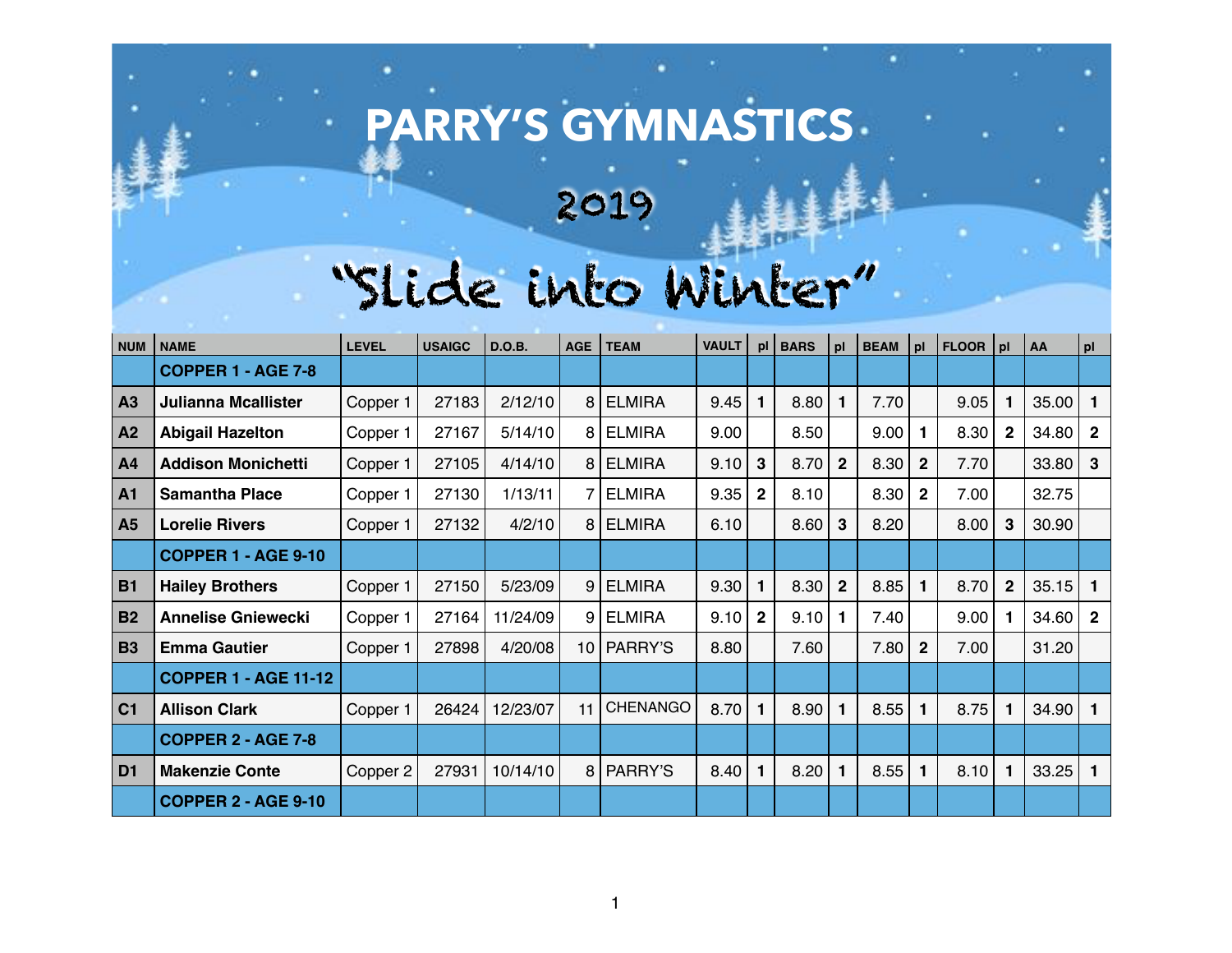# PARRY'S GYMNASTICS

## 2019

## "Slide into Winter"

| NUM | NAME | LEVEL | USAIGC | D.O.B. | AGE | TEAM | VAULT | pl | BARS | pl | BEAM | pl | FLOOR | pl | AA | pl |
|---|---|---|---|---|---|---|---|---|---|---|---|---|---|---|---|---|
| | **COPPER 1 - AGE 7-8** | | | | | | | | | | | | | | | |
| **A3** | **Julianna Mcallister** | Copper 1 | 27183 | 2/12/10 | 8 | ELMIRA | 9.45 | **1** | 8.80 | **1** | 7.70 | | 9.05 | **1** | 35.00 | **1** |
| **A2** | **Abigail Hazelton** | Copper 1 | 27167 | 5/14/10 | 8 | ELMIRA | 9.00 | | 8.50 | | 9.00 | **1** | 8.30 | **2** | 34.80 | **2** |
| **A4** | **Addison Monichetti** | Copper 1 | 27105 | 4/14/10 | 8 | ELMIRA | 9.10 | **3** | 8.70 | **2** | 8.30 | **2** | 7.70 | | 33.80 | **3** |
| **A1** | **Samantha Place** | Copper 1 | 27130 | 1/13/11 | 7 | ELMIRA | 9.35 | **2** | 8.10 | | 8.30 | **2** | 7.00 | | 32.75 | |
| **A5** | **Lorelie Rivers** | Copper 1 | 27132 | 4/2/10 | 8 | ELMIRA | 6.10 | | 8.60 | **3** | 8.20 | | 8.00 | **3** | 30.90 | |
| | **COPPER 1 - AGE 9-10** | | | | | | | | | | | | | | | |
| **B1** | **Hailey Brothers** | Copper 1 | 27150 | 5/23/09 | 9 | ELMIRA | 9.30 | **1** | 8.30 | **2** | 8.85 | **1** | 8.70 | **2** | 35.15 | **1** |
| **B2** | **Annelise Gniewecki** | Copper 1 | 27164 | 11/24/09 | 9 | ELMIRA | 9.10 | **2** | 9.10 | **1** | 7.40 | | 9.00 | **1** | 34.60 | **2** |
| **B3** | **Emma Gautier** | Copper 1 | 27898 | 4/20/08 | 10 | PARRY'S | 8.80 | | 7.60 | | 7.80 | **2** | 7.00 | | 31.20 | |
| | **COPPER 1 - AGE 11-12** | | | | | | | | | | | | | | | |
| **C1** | **Allison Clark** | Copper 1 | 26424 | 12/23/07 | 11 | CHENANGO | 8.70 | **1** | 8.90 | **1** | 8.55 | **1** | 8.75 | **1** | 34.90 | **1** |
| | **COPPER 2 - AGE 7-8** | | | | | | | | | | | | | | | |
| **D1** | **Makenzie Conte** | Copper 2 | 27931 | 10/14/10 | 8 | PARRY'S | 8.40 | **1** | 8.20 | **1** | 8.55 | **1** | 8.10 | **1** | 33.25 | **1** |
| | **COPPER 2 - AGE 9-10** | | | | | | | | | | | | | | | |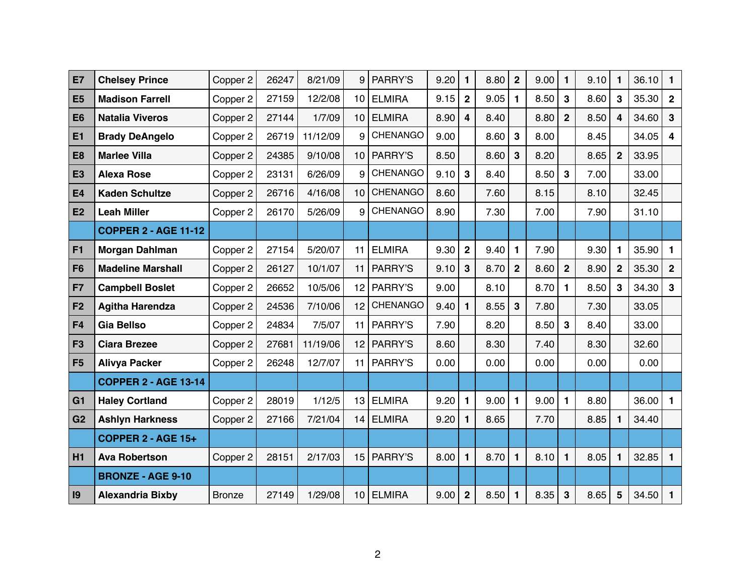| | | | | | | | | | | | | | | | | |
|---|---|---|---|---|---|---|---|---|---|---|---|---|---|---|---|---|
| **E7** | **Chelsey Prince** | Copper 2 | 26247 | 8/21/09 | 9 | PARRY'S | 9.20 | **1** | 8.80 | **2** | 9.00 | **1** | 9.10 | **1** | 36.10 | **1** |
| **E5** | **Madison Farrell** | Copper 2 | 27159 | 12/2/08 | 10 | ELMIRA | 9.15 | **2** | 9.05 | **1** | 8.50 | **3** | 8.60 | **3** | 35.30 | **2** |
| **E6** | **Natalia Viveros** | Copper 2 | 27144 | 1/7/09 | 10 | ELMIRA | 8.90 | **4** | 8.40 | | 8.80 | **2** | 8.50 | **4** | 34.60 | **3** |
| **E1** | **Brady DeAngelo** | Copper 2 | 26719 | 11/12/09 | 9 | CHENANGO | 9.00 | | 8.60 | **3** | 8.00 | | 8.45 | | 34.05 | **4** |
| **E8** | **Marlee Villa** | Copper 2 | 24385 | 9/10/08 | 10 | PARRY'S | 8.50 | | 8.60 | **3** | 8.20 | | 8.65 | **2** | 33.95 | |
| **E3** | **Alexa Rose** | Copper 2 | 23131 | 6/26/09 | 9 | CHENANGO | 9.10 | **3** | 8.40 | | 8.50 | **3** | 7.00 | | 33.00 | |
| **E4** | **Kaden Schultze** | Copper 2 | 26716 | 4/16/08 | 10 | CHENANGO | 8.60 | | 7.60 | | 8.15 | | 8.10 | | 32.45 | |
| **E2** | **Leah Miller** | Copper 2 | 26170 | 5/26/09 | 9 | CHENANGO | 8.90 | | 7.30 | | 7.00 | | 7.90 | | 31.10 | |
| | **COPPER 2 - AGE 11-12** | | | | | | | | | | | | | | | |
| **F1** | **Morgan Dahlman** | Copper 2 | 27154 | 5/20/07 | 11 | ELMIRA | 9.30 | **2** | 9.40 | **1** | 7.90 | | 9.30 | **1** | 35.90 | **1** |
| **F6** | **Madeline Marshall** | Copper 2 | 26127 | 10/1/07 | 11 | PARRY'S | 9.10 | **3** | 8.70 | **2** | 8.60 | **2** | 8.90 | **2** | 35.30 | **2** |
| **F7** | **Campbell Boslet** | Copper 2 | 26652 | 10/5/06 | 12 | PARRY'S | 9.00 | | 8.10 | | 8.70 | **1** | 8.50 | **3** | 34.30 | **3** |
| **F2** | **Agitha Harendza** | Copper 2 | 24536 | 7/10/06 | 12 | CHENANGO | 9.40 | **1** | 8.55 | **3** | 7.80 | | 7.30 | | 33.05 | |
| **F4** | **Gia Bellso** | Copper 2 | 24834 | 7/5/07 | 11 | PARRY'S | 7.90 | | 8.20 | | 8.50 | **3** | 8.40 | | 33.00 | |
| **F3** | **Ciara Brezee** | Copper 2 | 27681 | 11/19/06 | 12 | PARRY'S | 8.60 | | 8.30 | | 7.40 | | 8.30 | | 32.60 | |
| **F5** | **Alivya Packer** | Copper 2 | 26248 | 12/7/07 | 11 | PARRY'S | 0.00 | | 0.00 | | 0.00 | | 0.00 | | 0.00 | |
| | **COPPER 2 - AGE 13-14** | | | | | | | | | | | | | | | |
| **G1** | **Haley Cortland** | Copper 2 | 28019 | 1/12/5 | 13 | ELMIRA | 9.20 | **1** | 9.00 | **1** | 9.00 | **1** | 8.80 | | 36.00 | **1** |
| **G2** | **Ashlyn Harkness** | Copper 2 | 27166 | 7/21/04 | 14 | ELMIRA | 9.20 | **1** | 8.65 | | 7.70 | | 8.85 | **1** | 34.40 | |
| | **COPPER 2 - AGE 15+** | | | | | | | | | | | | | | | |
| **H1** | **Ava Robertson** | Copper 2 | 28151 | 2/17/03 | 15 | PARRY'S | 8.00 | **1** | 8.70 | **1** | 8.10 | **1** | 8.05 | **1** | 32.85 | **1** |
| | **BRONZE - AGE 9-10** | | | | | | | | | | | | | | | |
| **I9** | **Alexandria Bixby** | Bronze | 27149 | 1/29/08 | 10 | ELMIRA | 9.00 | **2** | 8.50 | **1** | 8.35 | **3** | 8.65 | **5** | 34.50 | **1** |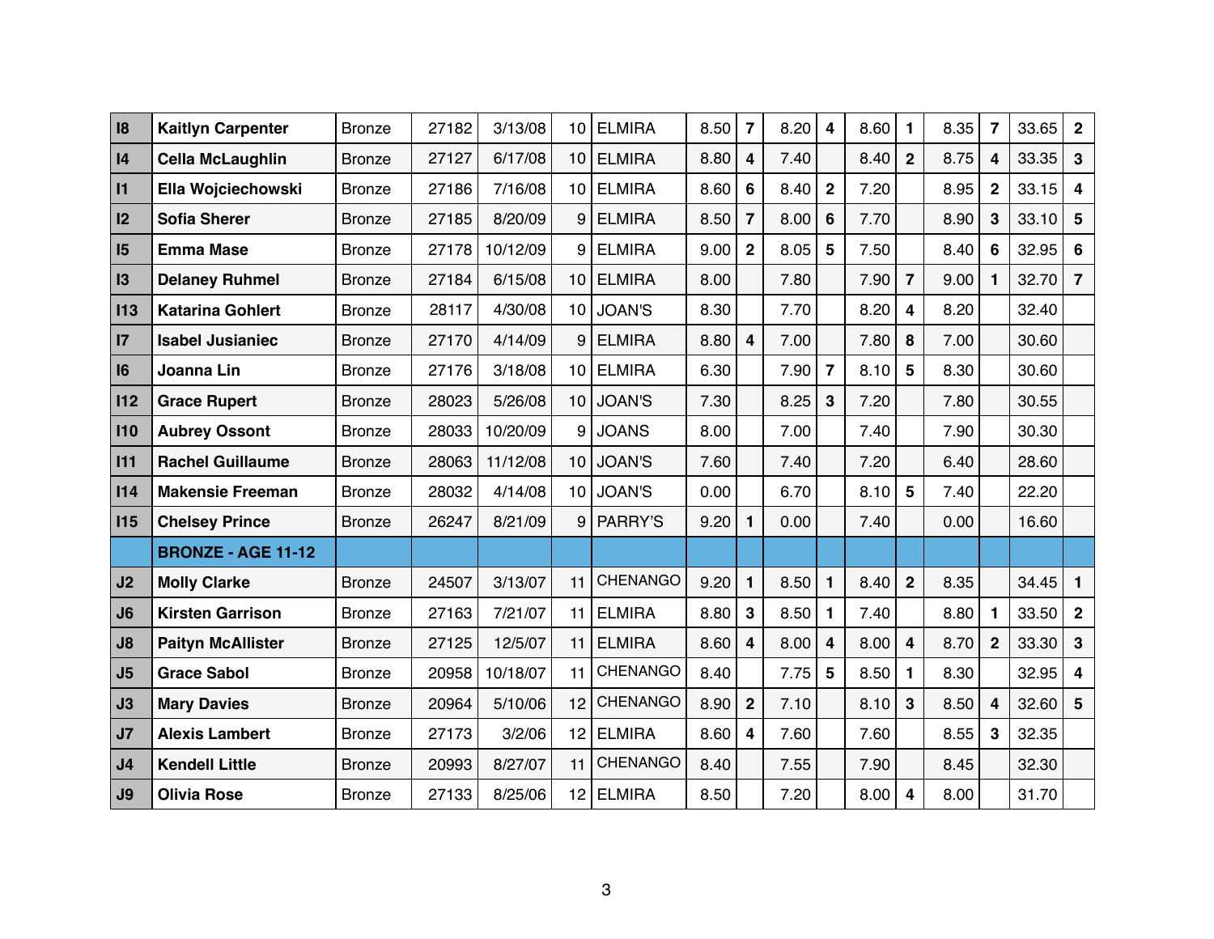| | | | | | | | | | | | | | | | | |
|---|---|---|---|---|---|---|---|---|---|---|---|---|---|---|---|---|
| **I8** | **Kaitlyn Carpenter** | Bronze | 27182 | 3/13/08 | 10 | ELMIRA | 8.50 | **7** | 8.20 | **4** | 8.60 | **1** | 8.35 | **7** | 33.65 | **2** |
| **I4** | **Cella McLaughlin** | Bronze | 27127 | 6/17/08 | 10 | ELMIRA | 8.80 | **4** | 7.40 | | 8.40 | **2** | 8.75 | **4** | 33.35 | **3** |
| **I1** | **Ella Wojciechowski** | Bronze | 27186 | 7/16/08 | 10 | ELMIRA | 8.60 | **6** | 8.40 | **2** | 7.20 | | 8.95 | **2** | 33.15 | **4** |
| **I2** | **Sofia Sherer** | Bronze | 27185 | 8/20/09 | 9 | ELMIRA | 8.50 | **7** | 8.00 | **6** | 7.70 | | 8.90 | **3** | 33.10 | **5** |
| **I5** | **Emma Mase** | Bronze | 27178 | 10/12/09 | 9 | ELMIRA | 9.00 | **2** | 8.05 | **5** | 7.50 | | 8.40 | **6** | 32.95 | **6** |
| **I3** | **Delaney Ruhmel** | Bronze | 27184 | 6/15/08 | 10 | ELMIRA | 8.00 | | 7.80 | | 7.90 | **7** | 9.00 | **1** | 32.70 | **7** |
| **I13** | **Katarina Gohlert** | Bronze | 28117 | 4/30/08 | 10 | JOAN'S | 8.30 | | 7.70 | | 8.20 | **4** | 8.20 | | 32.40 | |
| **I7** | **Isabel Jusianiec** | Bronze | 27170 | 4/14/09 | 9 | ELMIRA | 8.80 | **4** | 7.00 | | 7.80 | **8** | 7.00 | | 30.60 | |
| **I6** | **Joanna Lin** | Bronze | 27176 | 3/18/08 | 10 | ELMIRA | 6.30 | | 7.90 | **7** | 8.10 | **5** | 8.30 | | 30.60 | |
| **I12** | **Grace Rupert** | Bronze | 28023 | 5/26/08 | 10 | JOAN'S | 7.30 | | 8.25 | **3** | 7.20 | | 7.80 | | 30.55 | |
| **I10** | **Aubrey Ossont** | Bronze | 28033 | 10/20/09 | 9 | JOANS | 8.00 | | 7.00 | | 7.40 | | 7.90 | | 30.30 | |
| **I11** | **Rachel Guillaume** | Bronze | 28063 | 11/12/08 | 10 | JOAN'S | 7.60 | | 7.40 | | 7.20 | | 6.40 | | 28.60 | |
| **I14** | **Makensie Freeman** | Bronze | 28032 | 4/14/08 | 10 | JOAN'S | 0.00 | | 6.70 | | 8.10 | **5** | 7.40 | | 22.20 | |
| **I15** | **Chelsey Prince** | Bronze | 26247 | 8/21/09 | 9 | PARRY'S | 9.20 | **1** | 0.00 | | 7.40 | | 0.00 | | 16.60 | |
| | **BRONZE - AGE 11-12** | | | | | | | | | | | | | | | |
| **J2** | **Molly Clarke** | Bronze | 24507 | 3/13/07 | 11 | CHENANGO | 9.20 | **1** | 8.50 | **1** | 8.40 | **2** | 8.35 | | 34.45 | **1** |
| **J6** | **Kirsten Garrison** | Bronze | 27163 | 7/21/07 | 11 | ELMIRA | 8.80 | **3** | 8.50 | **1** | 7.40 | | 8.80 | **1** | 33.50 | **2** |
| **J8** | **Paityn McAllister** | Bronze | 27125 | 12/5/07 | 11 | ELMIRA | 8.60 | **4** | 8.00 | **4** | 8.00 | **4** | 8.70 | **2** | 33.30 | **3** |
| **J5** | **Grace Sabol** | Bronze | 20958 | 10/18/07 | 11 | CHENANGO | 8.40 | | 7.75 | **5** | 8.50 | **1** | 8.30 | | 32.95 | **4** |
| **J3** | **Mary Davies** | Bronze | 20964 | 5/10/06 | 12 | CHENANGO | 8.90 | **2** | 7.10 | | 8.10 | **3** | 8.50 | **4** | 32.60 | **5** |
| **J7** | **Alexis Lambert** | Bronze | 27173 | 3/2/06 | 12 | ELMIRA | 8.60 | **4** | 7.60 | | 7.60 | | 8.55 | **3** | 32.35 | |
| **J4** | **Kendell Little** | Bronze | 20993 | 8/27/07 | 11 | CHENANGO | 8.40 | | 7.55 | | 7.90 | | 8.45 | | 32.30 | |
| **J9** | **Olivia Rose** | Bronze | 27133 | 8/25/06 | 12 | ELMIRA | 8.50 | | 7.20 | | 8.00 | **4** | 8.00 | | 31.70 | |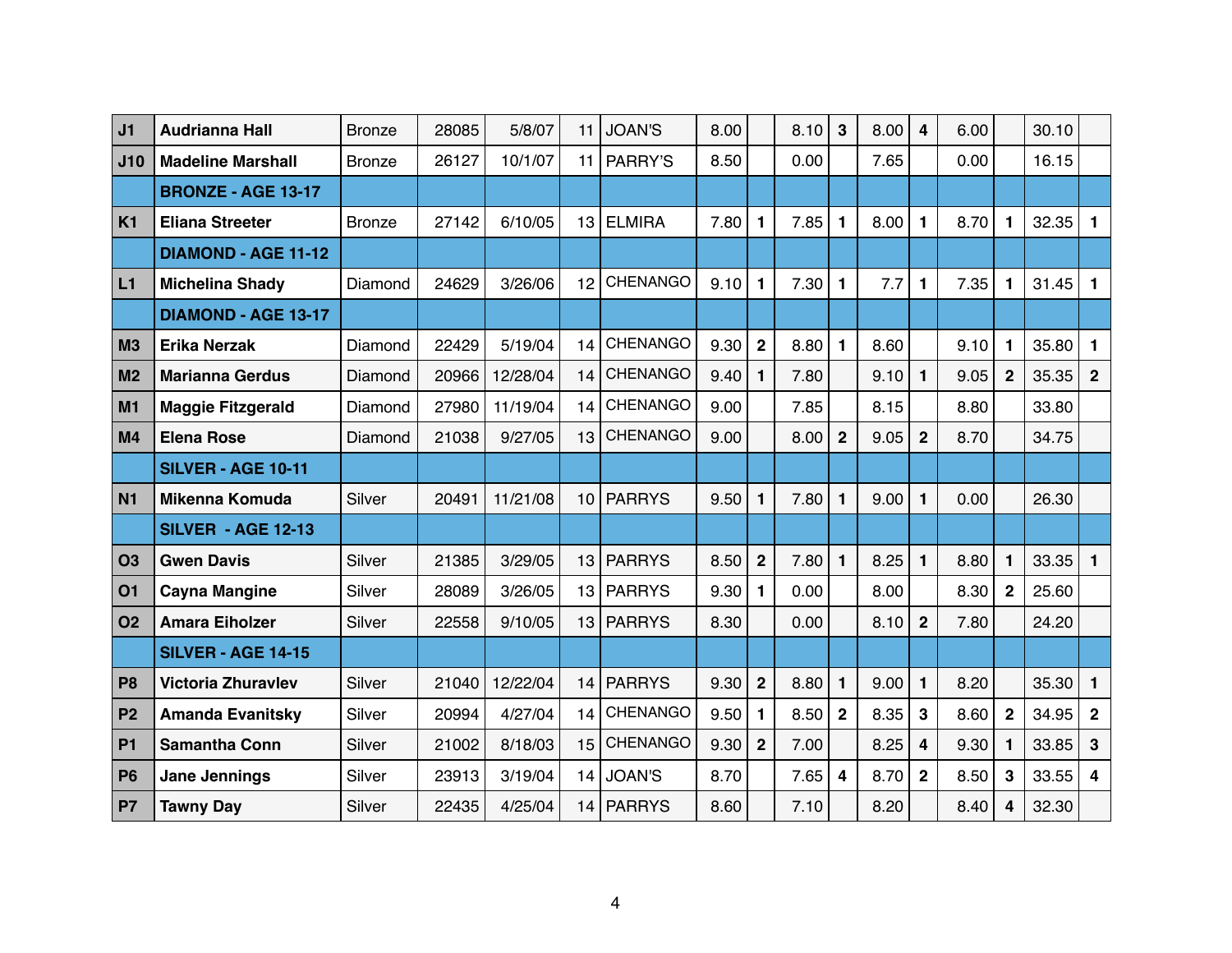| | | | | | | | | | | | | | | | | |
|---|---|---|---|---|---|---|---|---|---|---|---|---|---|---|---|---|
| **J1** | **Audrianna Hall** | Bronze | 28085 | 5/8/07 | 11 | JOAN'S | 8.00 | | 8.10 | **3** | 8.00 | **4** | 6.00 | | 30.10 | |
| **J10** | **Madeline Marshall** | Bronze | 26127 | 10/1/07 | 11 | PARRY'S | 8.50 | | 0.00 | | 7.65 | | 0.00 | | 16.15 | |
| | **BRONZE - AGE 13-17** | | | | | | | | | | | | | | | |
| **K1** | **Eliana Streeter** | Bronze | 27142 | 6/10/05 | 13 | ELMIRA | 7.80 | **1** | 7.85 | **1** | 8.00 | **1** | 8.70 | **1** | 32.35 | **1** |
| | **DIAMOND - AGE 11-12** | | | | | | | | | | | | | | | |
| **L1** | **Michelina Shady** | Diamond | 24629 | 3/26/06 | 12 | CHENANGO | 9.10 | **1** | 7.30 | **1** | 7.7 | **1** | 7.35 | **1** | 31.45 | **1** |
| | **DIAMOND - AGE 13-17** | | | | | | | | | | | | | | | |
| **M3** | **Erika Nerzak** | Diamond | 22429 | 5/19/04 | 14 | CHENANGO | 9.30 | **2** | 8.80 | **1** | 8.60 | | 9.10 | **1** | 35.80 | **1** |
| **M2** | **Marianna Gerdus** | Diamond | 20966 | 12/28/04 | 14 | CHENANGO | 9.40 | **1** | 7.80 | | 9.10 | **1** | 9.05 | **2** | 35.35 | **2** |
| **M1** | **Maggie Fitzgerald** | Diamond | 27980 | 11/19/04 | 14 | CHENANGO | 9.00 | | 7.85 | | 8.15 | | 8.80 | | 33.80 | |
| **M4** | **Elena Rose** | Diamond | 21038 | 9/27/05 | 13 | CHENANGO | 9.00 | | 8.00 | **2** | 9.05 | **2** | 8.70 | | 34.75 | |
| | **SILVER - AGE 10-11** | | | | | | | | | | | | | | | |
| **N1** | **Mikenna Komuda** | Silver | 20491 | 11/21/08 | 10 | PARRYS | 9.50 | **1** | 7.80 | **1** | 9.00 | **1** | 0.00 | | 26.30 | |
| | **SILVER - AGE 12-13** | | | | | | | | | | | | | | | |
| **O3** | **Gwen Davis** | Silver | 21385 | 3/29/05 | 13 | PARRYS | 8.50 | **2** | 7.80 | **1** | 8.25 | **1** | 8.80 | **1** | 33.35 | **1** |
| **O1** | **Cayna Mangine** | Silver | 28089 | 3/26/05 | 13 | PARRYS | 9.30 | **1** | 0.00 | | 8.00 | | 8.30 | **2** | 25.60 | |
| **O2** | **Amara Eiholzer** | Silver | 22558 | 9/10/05 | 13 | PARRYS | 8.30 | | 0.00 | | 8.10 | **2** | 7.80 | | 24.20 | |
| | **SILVER - AGE 14-15** | | | | | | | | | | | | | | | |
| **P8** | **Victoria Zhuravlev** | Silver | 21040 | 12/22/04 | 14 | PARRYS | 9.30 | **2** | 8.80 | **1** | 9.00 | **1** | 8.20 | | 35.30 | **1** |
| **P2** | **Amanda Evanitsky** | Silver | 20994 | 4/27/04 | 14 | CHENANGO | 9.50 | **1** | 8.50 | **2** | 8.35 | **3** | 8.60 | **2** | 34.95 | **2** |
| **P1** | **Samantha Conn** | Silver | 21002 | 8/18/03 | 15 | CHENANGO | 9.30 | **2** | 7.00 | | 8.25 | **4** | 9.30 | **1** | 33.85 | **3** |
| **P6** | **Jane Jennings** | Silver | 23913 | 3/19/04 | 14 | JOAN'S | 8.70 | | 7.65 | **4** | 8.70 | **2** | 8.50 | **3** | 33.55 | **4** |
| **P7** | **Tawny Day** | Silver | 22435 | 4/25/04 | 14 | PARRYS | 8.60 | | 7.10 | | 8.20 | | 8.40 | **4** | 32.30 | |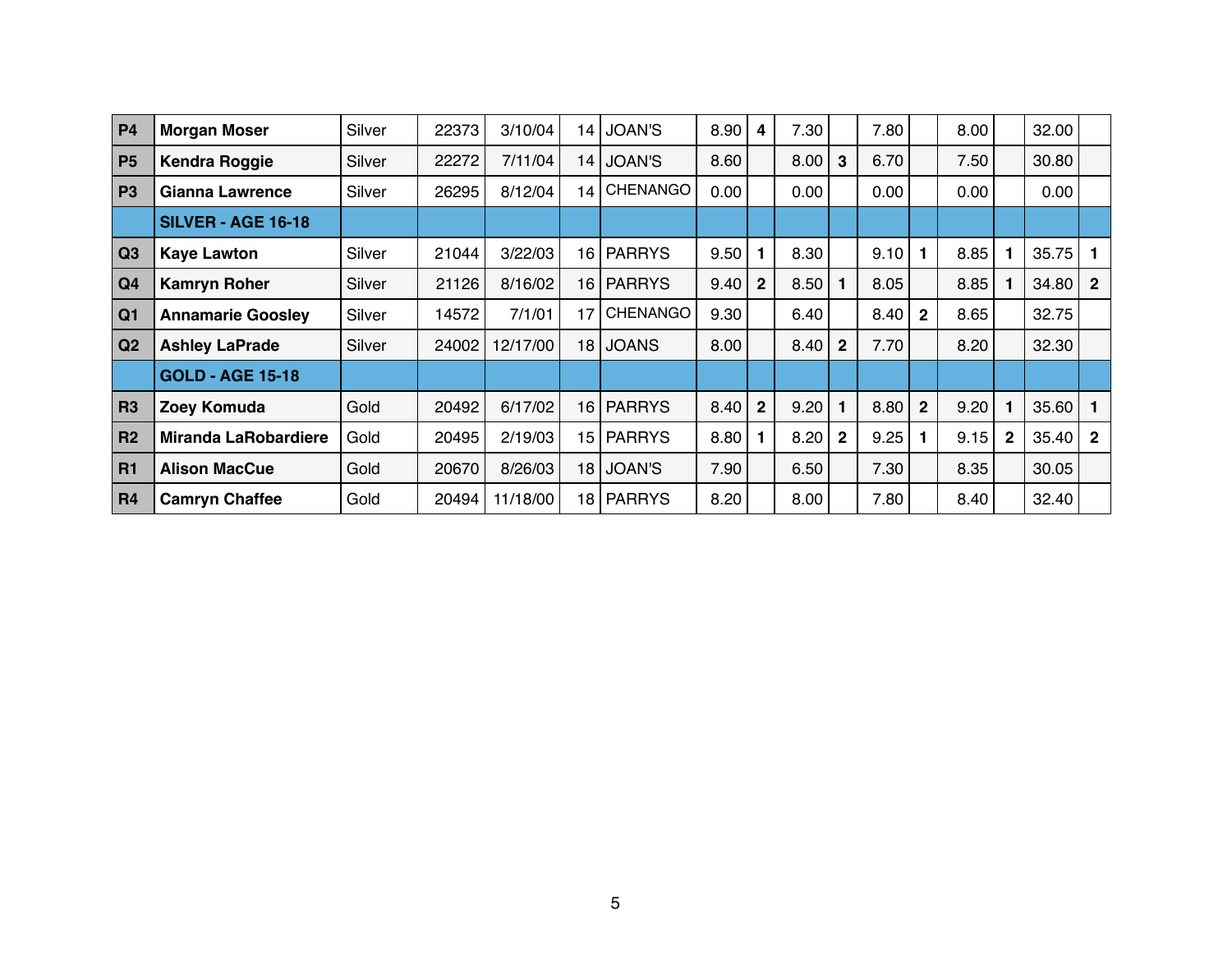| | | | | | | | | | | | | | | | | |
|---|---|---|---|---|---|---|---|---|---|---|---|---|---|---|---|---|
| P4 | **Morgan Moser** | Silver | 22373 | 3/10/04 | 14 | JOAN'S | 8.90 | **4** | 7.30 | | 7.80 | | 8.00 | | 32.00 | |
| P5 | **Kendra Roggie** | Silver | 22272 | 7/11/04 | 14 | JOAN'S | 8.60 | | 8.00 | **3** | 6.70 | | 7.50 | | 30.80 | |
| P3 | **Gianna Lawrence** | Silver | 26295 | 8/12/04 | 14 | CHENANGO | 0.00 | | 0.00 | | 0.00 | | 0.00 | | 0.00 | |
| | **SILVER - AGE 16-18** | | | | | | | | | | | | | | | |
| Q3 | **Kaye Lawton** | Silver | 21044 | 3/22/03 | 16 | PARRYS | 9.50 | **1** | 8.30 | | 9.10 | **1** | 8.85 | **1** | 35.75 | **1** |
| Q4 | **Kamryn Roher** | Silver | 21126 | 8/16/02 | 16 | PARRYS | 9.40 | **2** | 8.50 | **1** | 8.05 | | 8.85 | **1** | 34.80 | **2** |
| Q1 | **Annamarie Goosley** | Silver | 14572 | 7/1/01 | 17 | CHENANGO | 9.30 | | 6.40 | | 8.40 | **2** | 8.65 | | 32.75 | |
| Q2 | **Ashley LaPrade** | Silver | 24002 | 12/17/00 | 18 | JOANS | 8.00 | | 8.40 | **2** | 7.70 | | 8.20 | | 32.30 | |
| | **GOLD - AGE 15-18** | | | | | | | | | | | | | | | |
| R3 | **Zoey Komuda** | Gold | 20492 | 6/17/02 | 16 | PARRYS | 8.40 | **2** | 9.20 | **1** | 8.80 | **2** | 9.20 | **1** | 35.60 | **1** |
| R2 | **Miranda LaRobardiere** | Gold | 20495 | 2/19/03 | 15 | PARRYS | 8.80 | **1** | 8.20 | **2** | 9.25 | **1** | 9.15 | **2** | 35.40 | **2** |
| R1 | **Alison MacCue** | Gold | 20670 | 8/26/03 | 18 | JOAN'S | 7.90 | | 6.50 | | 7.30 | | 8.35 | | 30.05 | |
| R4 | **Camryn Chaffee** | Gold | 20494 | 11/18/00 | 18 | PARRYS | 8.20 | | 8.00 | | 7.80 | | 8.40 | | 32.40 | |